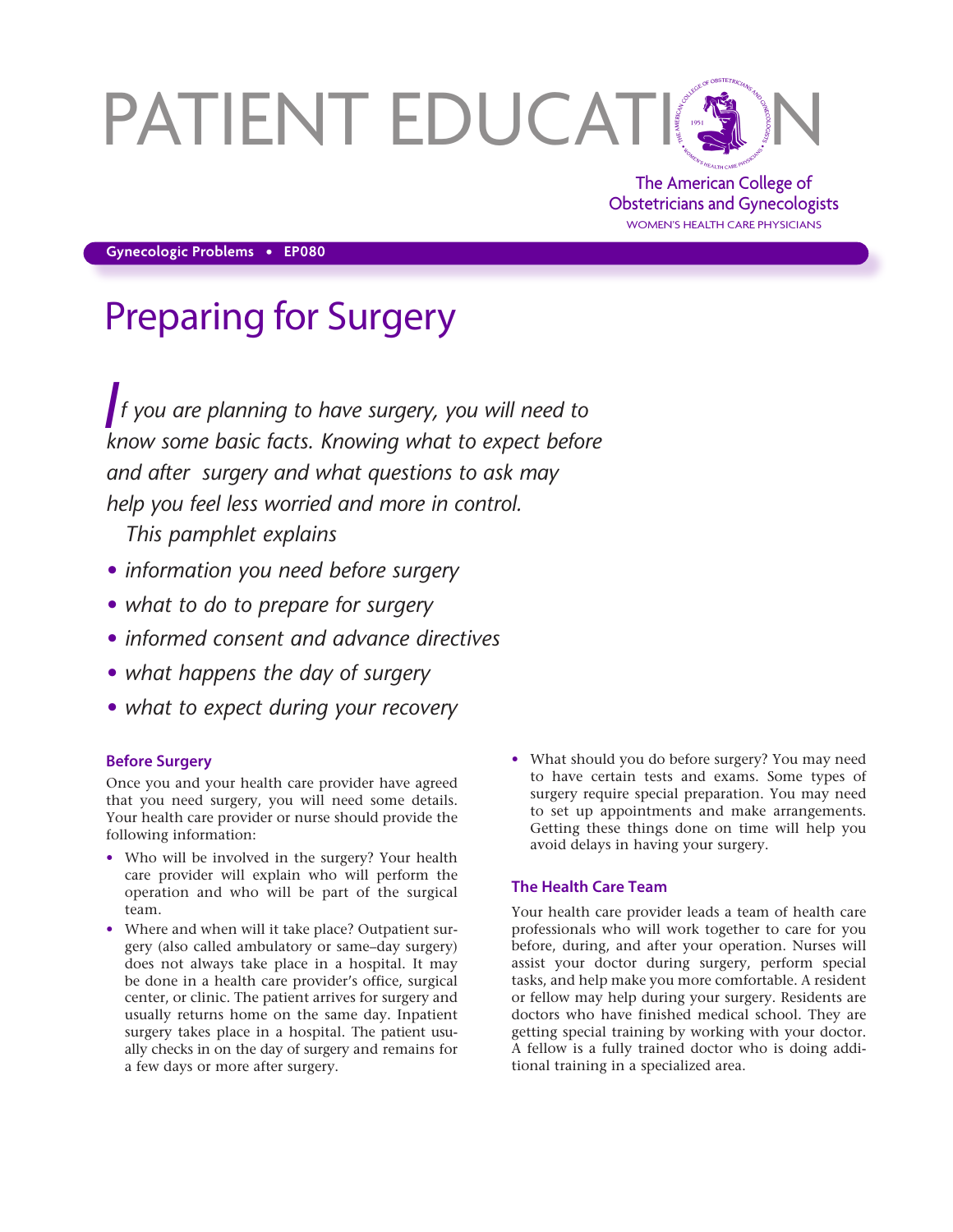# PATIENT EDUCATION

The American College of Obstetricians and Gynecologists

WOMEN'S HEALTH CARE PHYSICIANS

**Gynecologic Problems • EP080**

# Preparing for Surgery

*If you are planning to have surgery, you will need to know some basic facts. Knowing what to expect before and after surgery and what questions to ask may help you feel less worried and more in control.*

*This pamphlet explains*

- *information you need before surgery*
- *what to do to prepare for surgery*
- *informed consent and advance directives*
- *what happens the day of surgery*
- *what to expect during your recovery*

## Before Surgery

Once you and your health care provider have agreed that you need surgery, you will need some details. Your health care provider or nurse should provide the following information:

- Who will be involved in the surgery? Your health care provider will explain who will perform the operation and who will be part of the surgical team.
- Where and when will it take place? Outpatient surgery (also called ambulatory or same–day surgery) does not always take place in a hospital. It may be done in a health care provider's office, surgical center, or clinic. The patient arrives for surgery and usually returns home on the same day. Inpatient surgery takes place in a hospital. The patient usually checks in on the day of surgery and remains for a few days or more after surgery.
- What should you do before surgery? You may need to have certain tests and exams. Some types of surgery require special preparation. You may need to set up appointments and make arrangements. Getting these things done on time will help you avoid delays in having your surgery.

## The Health Care Team

Your health care provider leads a team of health care professionals who will work together to care for you before, during, and after your operation. Nurses will assist your doctor during surgery, perform special tasks, and help make you more comfortable. A resident or fellow may help during your surgery. Residents are doctors who have finished medical school. They are getting special training by working with your doctor. A fellow is a fully trained doctor who is doing additional training in a specialized area.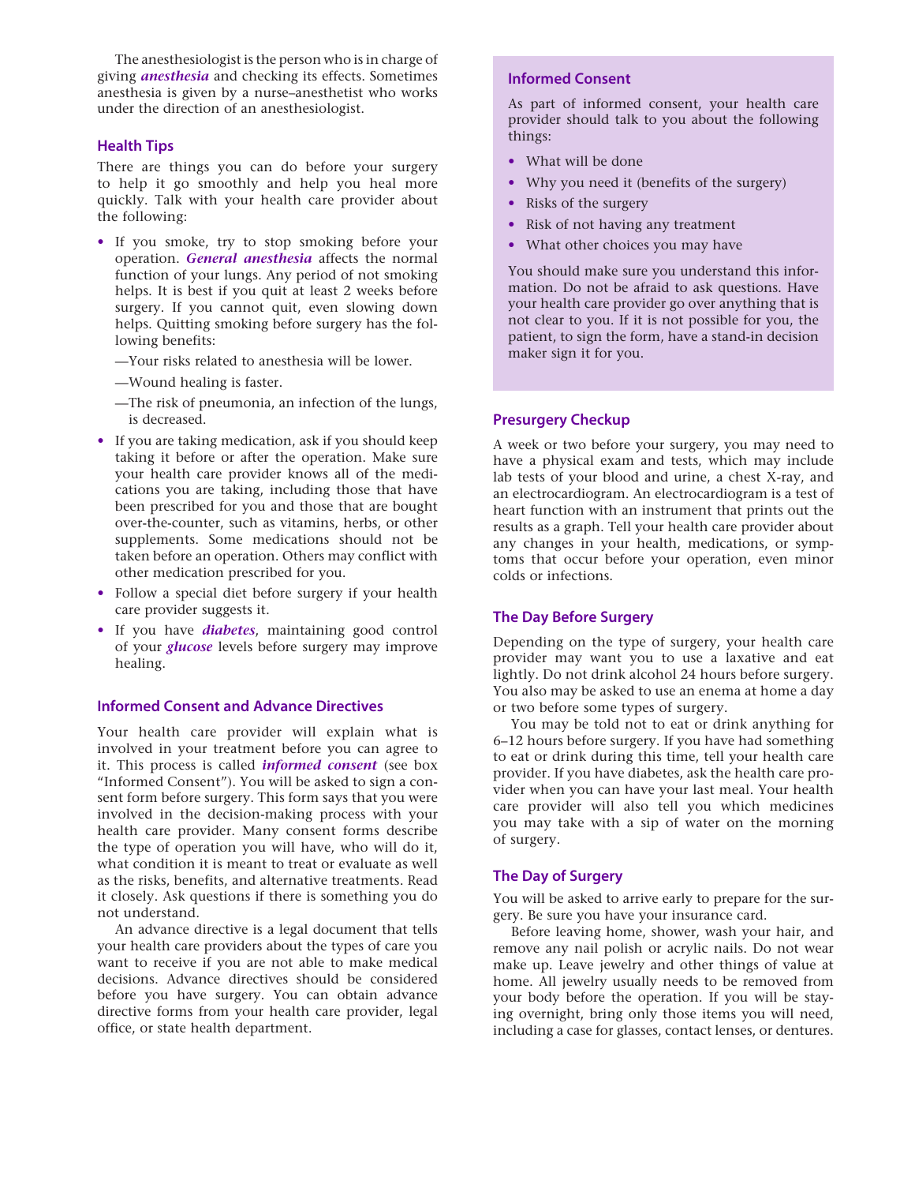The anesthesiologist is the person who is in charge of giving ***anesthesia*** and checking its effects. Sometimes anesthesia is given by a nurse–anesthetist who works under the direction of an anesthesiologist.

## Health Tips

There are things you can do before your surgery to help it go smoothly and help you heal more quickly. Talk with your health care provider about the following:

- If you smoke, try to stop smoking before your operation. ***General anesthesia*** affects the normal function of your lungs. Any period of not smoking helps. It is best if you quit at least 2 weeks before surgery. If you cannot quit, even slowing down helps. Quitting smoking before surgery has the following benefits:
  - —Your risks related to anesthesia will be lower.
  - —Wound healing is faster.
  - —The risk of pneumonia, an infection of the lungs, is decreased.
- If you are taking medication, ask if you should keep taking it before or after the operation. Make sure your health care provider knows all of the medications you are taking, including those that have been prescribed for you and those that are bought over-the-counter, such as vitamins, herbs, or other supplements. Some medications should not be taken before an operation. Others may conflict with other medication prescribed for you.
- Follow a special diet before surgery if your health care provider suggests it.
- If you have ***diabetes***, maintaining good control of your ***glucose*** levels before surgery may improve healing.

## Informed Consent and Advance Directives

Your health care provider will explain what is involved in your treatment before you can agree to it. This process is called ***informed consent*** (see box "Informed Consent"). You will be asked to sign a consent form before surgery. This form says that you were involved in the decision-making process with your health care provider. Many consent forms describe the type of operation you will have, who will do it, what condition it is meant to treat or evaluate as well as the risks, benefits, and alternative treatments. Read it closely. Ask questions if there is something you do not understand.

An advance directive is a legal document that tells your health care providers about the types of care you want to receive if you are not able to make medical decisions. Advance directives should be considered before you have surgery. You can obtain advance directive forms from your health care provider, legal office, or state health department.

### Informed Consent

As part of informed consent, your health care provider should talk to you about the following things:

- What will be done
- Why you need it (benefits of the surgery)
- Risks of the surgery
- Risk of not having any treatment
- What other choices you may have

You should make sure you understand this information. Do not be afraid to ask questions. Have your health care provider go over anything that is not clear to you. If it is not possible for you, the patient, to sign the form, have a stand-in decision maker sign it for you.

## Presurgery Checkup

A week or two before your surgery, you may need to have a physical exam and tests, which may include lab tests of your blood and urine, a chest X-ray, and an electrocardiogram. An electrocardiogram is a test of heart function with an instrument that prints out the results as a graph. Tell your health care provider about any changes in your health, medications, or symptoms that occur before your operation, even minor colds or infections.

## The Day Before Surgery

Depending on the type of surgery, your health care provider may want you to use a laxative and eat lightly. Do not drink alcohol 24 hours before surgery. You also may be asked to use an enema at home a day or two before some types of surgery.

You may be told not to eat or drink anything for 6–12 hours before surgery. If you have had something to eat or drink during this time, tell your health care provider. If you have diabetes, ask the health care provider when you can have your last meal. Your health care provider will also tell you which medicines you may take with a sip of water on the morning of surgery.

## The Day of Surgery

You will be asked to arrive early to prepare for the surgery. Be sure you have your insurance card.

Before leaving home, shower, wash your hair, and remove any nail polish or acrylic nails. Do not wear make up. Leave jewelry and other things of value at home. All jewelry usually needs to be removed from your body before the operation. If you will be staying overnight, bring only those items you will need, including a case for glasses, contact lenses, or dentures.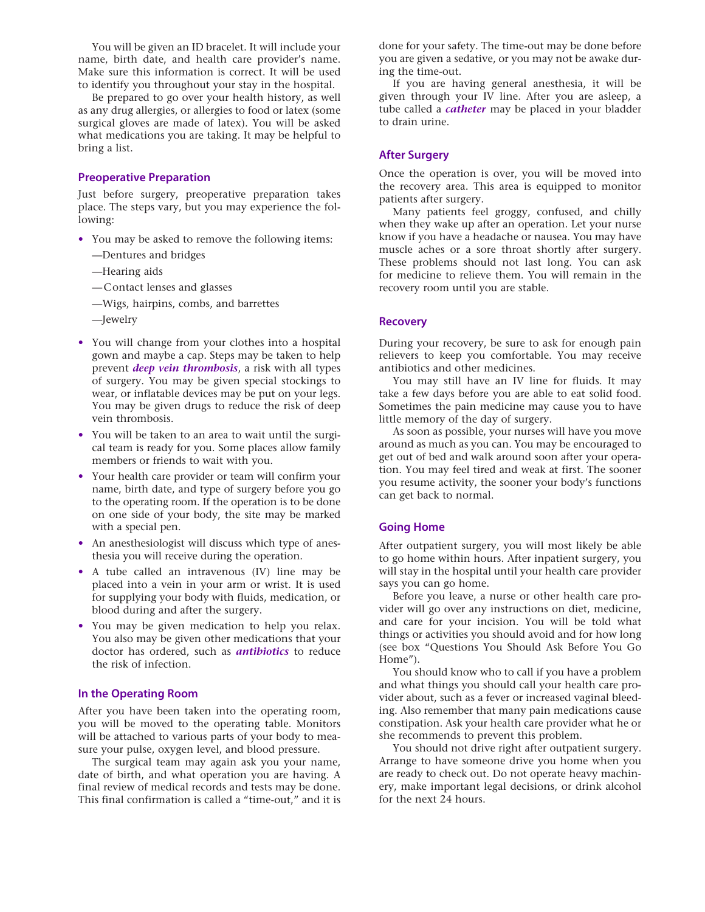You will be given an ID bracelet. It will include your name, birth date, and health care provider's name. Make sure this information is correct. It will be used to identify you throughout your stay in the hospital.

Be prepared to go over your health history, as well as any drug allergies, or allergies to food or latex (some surgical gloves are made of latex). You will be asked what medications you are taking. It may be helpful to bring a list.

### Preoperative Preparation

Just before surgery, preoperative preparation takes place. The steps vary, but you may experience the following:

- You may be asked to remove the following items:
  - —Dentures and bridges
  - —Hearing aids
  - —Contact lenses and glasses
  - —Wigs, hairpins, combs, and barrettes
  - —Jewelry
- You will change from your clothes into a hospital gown and maybe a cap. Steps may be taken to help prevent ***deep vein thrombosis***, a risk with all types of surgery. You may be given special stockings to wear, or inflatable devices may be put on your legs. You may be given drugs to reduce the risk of deep vein thrombosis.
- You will be taken to an area to wait until the surgical team is ready for you. Some places allow family members or friends to wait with you.
- Your health care provider or team will confirm your name, birth date, and type of surgery before you go to the operating room. If the operation is to be done on one side of your body, the site may be marked with a special pen.
- An anesthesiologist will discuss which type of anesthesia you will receive during the operation.
- A tube called an intravenous (IV) line may be placed into a vein in your arm or wrist. It is used for supplying your body with fluids, medication, or blood during and after the surgery.
- You may be given medication to help you relax. You also may be given other medications that your doctor has ordered, such as ***antibiotics*** to reduce the risk of infection.

### In the Operating Room

After you have been taken into the operating room, you will be moved to the operating table. Monitors will be attached to various parts of your body to measure your pulse, oxygen level, and blood pressure.

The surgical team may again ask you your name, date of birth, and what operation you are having. A final review of medical records and tests may be done. This final confirmation is called a "time-out," and it is done for your safety. The time-out may be done before you are given a sedative, or you may not be awake during the time-out.

If you are having general anesthesia, it will be given through your IV line. After you are asleep, a tube called a ***catheter*** may be placed in your bladder to drain urine.

### After Surgery

Once the operation is over, you will be moved into the recovery area. This area is equipped to monitor patients after surgery.

Many patients feel groggy, confused, and chilly when they wake up after an operation. Let your nurse know if you have a headache or nausea. You may have muscle aches or a sore throat shortly after surgery. These problems should not last long. You can ask for medicine to relieve them. You will remain in the recovery room until you are stable.

### Recovery

During your recovery, be sure to ask for enough pain relievers to keep you comfortable. You may receive antibiotics and other medicines.

You may still have an IV line for fluids. It may take a few days before you are able to eat solid food. Sometimes the pain medicine may cause you to have little memory of the day of surgery.

As soon as possible, your nurses will have you move around as much as you can. You may be encouraged to get out of bed and walk around soon after your operation. You may feel tired and weak at first. The sooner you resume activity, the sooner your body's functions can get back to normal.

### Going Home

After outpatient surgery, you will most likely be able to go home within hours. After inpatient surgery, you will stay in the hospital until your health care provider says you can go home.

Before you leave, a nurse or other health care provider will go over any instructions on diet, medicine, and care for your incision. You will be told what things or activities you should avoid and for how long (see box "Questions You Should Ask Before You Go Home").

You should know who to call if you have a problem and what things you should call your health care provider about, such as a fever or increased vaginal bleeding. Also remember that many pain medications cause constipation. Ask your health care provider what he or she recommends to prevent this problem.

You should not drive right after outpatient surgery. Arrange to have someone drive you home when you are ready to check out. Do not operate heavy machinery, make important legal decisions, or drink alcohol for the next 24 hours.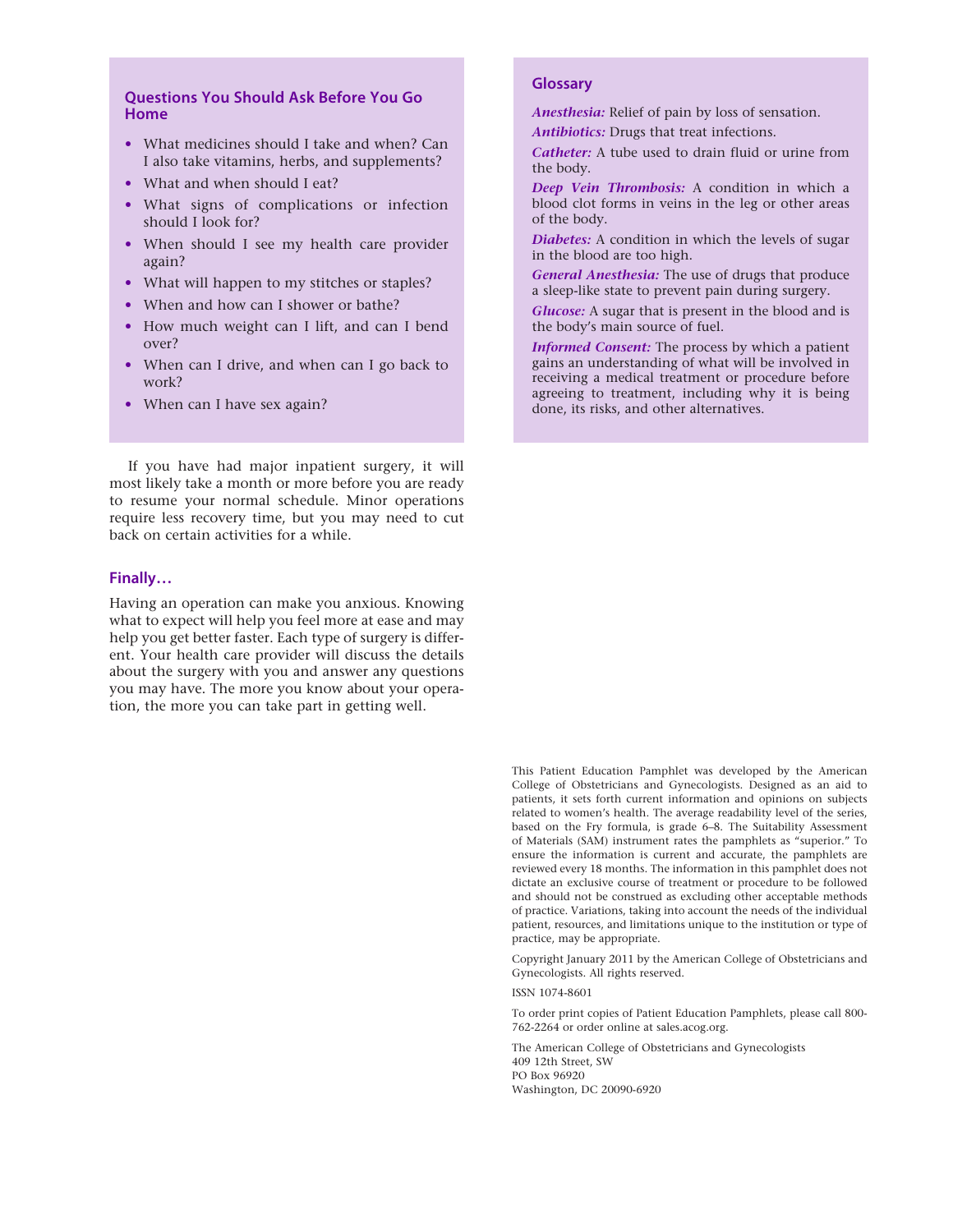## Questions You Should Ask Before You Go Home

- What medicines should I take and when? Can I also take vitamins, herbs, and supplements?
- What and when should I eat?
- What signs of complications or infection should I look for?
- When should I see my health care provider again?
- What will happen to my stitches or staples?
- When and how can I shower or bathe?
- How much weight can I lift, and can I bend over?
- When can I drive, and when can I go back to work?
- When can I have sex again?

If you have had major inpatient surgery, it will most likely take a month or more before you are ready to resume your normal schedule. Minor operations require less recovery time, but you may need to cut back on certain activities for a while.

## Finally…

Having an operation can make you anxious. Knowing what to expect will help you feel more at ease and may help you get better faster. Each type of surgery is different. Your health care provider will discuss the details about the surgery with you and answer any questions you may have. The more you know about your operation, the more you can take part in getting well.

## Glossary

***Anesthesia:*** Relief of pain by loss of sensation.

***Antibiotics:*** Drugs that treat infections.

***Catheter:*** A tube used to drain fluid or urine from the body.

***Deep Vein Thrombosis:*** A condition in which a blood clot forms in veins in the leg or other areas of the body.

***Diabetes:*** A condition in which the levels of sugar in the blood are too high.

***General Anesthesia:*** The use of drugs that produce a sleep-like state to prevent pain during surgery.

***Glucose:*** A sugar that is present in the blood and is the body's main source of fuel.

***Informed Consent:*** The process by which a patient gains an understanding of what will be involved in receiving a medical treatment or procedure before agreeing to treatment, including why it is being done, its risks, and other alternatives.

This Patient Education Pamphlet was developed by the American College of Obstetricians and Gynecologists. Designed as an aid to patients, it sets forth current information and opinions on subjects related to women's health. The average readability level of the series, based on the Fry formula, is grade 6–8. The Suitability Assessment of Materials (SAM) instrument rates the pamphlets as "superior." To ensure the information is current and accurate, the pamphlets are reviewed every 18 months. The information in this pamphlet does not dictate an exclusive course of treatment or procedure to be followed and should not be construed as excluding other acceptable methods of practice. Variations, taking into account the needs of the individual patient, resources, and limitations unique to the institution or type of practice, may be appropriate.

Copyright January 2011 by the American College of Obstetricians and Gynecologists. All rights reserved.

ISSN 1074-8601

To order print copies of Patient Education Pamphlets, please call 800-762-2264 or order online at sales.acog.org.

The American College of Obstetricians and Gynecologists
409 12th Street, SW
PO Box 96920
Washington, DC 20090-6920